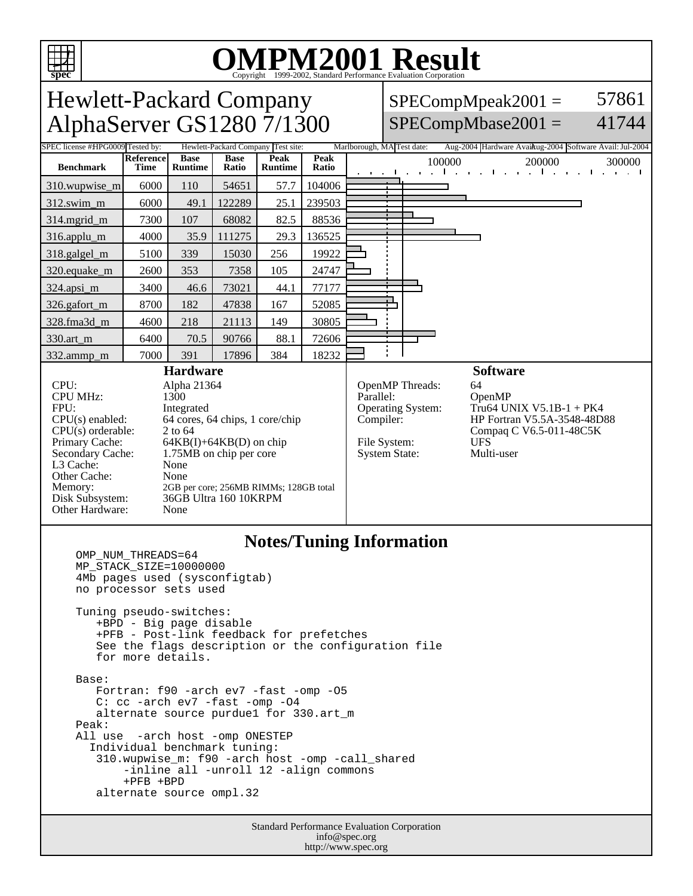# OMPM2001 Result

Copyright 1999-2002, Standard Performance Evaluation Corporation

## Hewlett-Packard Company
## AlphaServer GS1280 7/1300

SPECompMpeak2001 = 57861

SPECompMbase2001 = 41744

SPEC license #: HPG0009 | Tested by: Hewlett-Packard Company | Test site: Marlborough, MA | Test date: Aug-2004 | Hardware Avail: Aug-2004 | Software Avail: Jul-2004

| Benchmark | Reference Time | Base Runtime | Base Ratio | Peak Runtime | Peak Ratio |
|---|---|---|---|---|---|
| 310.wupwise_m | 6000 | 110 | 54651 | 57.7 | 104006 |
| 312.swim_m | 6000 | 49.1 | 122289 | 25.1 | 239503 |
| 314.mgrid_m | 7300 | 107 | 68082 | 82.5 | 88536 |
| 316.applu_m | 4000 | 35.9 | 111275 | 29.3 | 136525 |
| 318.galgel_m | 5100 | 339 | 15030 | 256 | 19922 |
| 320.equake_m | 2600 | 353 | 7358 | 105 | 24747 |
| 324.apsi_m | 3400 | 46.6 | 73021 | 44.1 | 77177 |
| 326.gafort_m | 8700 | 182 | 47838 | 167 | 52085 |
| 328.fma3d_m | 4600 | 218 | 21113 | 149 | 30805 |
| 330.art_m | 6400 | 70.5 | 90766 | 88.1 | 72606 |
| 332.ammp_m | 7000 | 391 | 17896 | 384 | 18232 |

### Hardware

| | |
|---|---|
| CPU: | Alpha 21364 |
| CPU MHz: | 1300 |
| FPU: | Integrated |
| CPU(s) enabled: | 64 cores, 64 chips, 1 core/chip |
| CPU(s) orderable: | 2 to 64 |
| Primary Cache: | 64KB(I)+64KB(D) on chip |
| Secondary Cache: | 1.75MB on chip per core |
| L3 Cache: | None |
| Other Cache: | None |
| Memory: | 2GB per core; 256MB RIMMs; 128GB total |
| Disk Subsystem: | 36GB Ultra 160 10KRPM |
| Other Hardware: | None |

### Software

| | |
|---|---|
| OpenMP Threads: | 64 |
| Parallel: | OpenMP |
| Operating System: | Tru64 UNIX V5.1B-1 + PK4 |
| Compiler: | HP Fortran V5.5A-3548-48D88<br>Compaq C V6.5-011-48C5K |
| File System: | UFS |
| System State: | Multi-user |

### Notes/Tuning Information

```
OMP_NUM_THREADS=64
MP_STACK_SIZE=10000000
4Mb pages used (sysconfigtab)
no processor sets used

Tuning pseudo-switches:
   +BPD - Big page disable
   +PFB - Post-link feedback for prefetches
   See the flags description or the configuration file
   for more details.

Base:
   Fortran: f90 -arch ev7 -fast -omp -O5
   C: cc -arch ev7 -fast -omp -O4
   alternate source purdue1 for 330.art_m
Peak:
All use  -arch host -omp ONESTEP
  Individual benchmark tuning:
   310.wupwise_m: f90 -arch host -omp -call_shared
       -inline all -unroll 12 -align commons
       +PFB +BPD
   alternate source ompl.32
```

Standard Performance Evaluation Corporation
info@spec.org
http://www.spec.org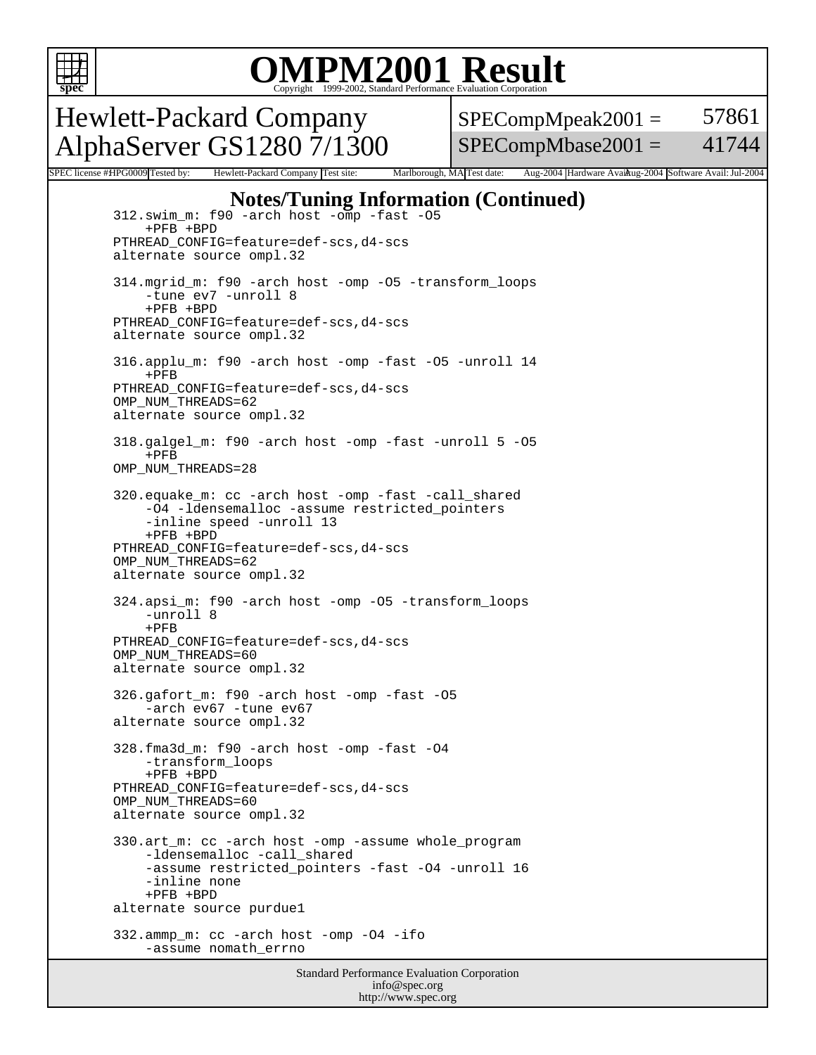# OMPM2001 Result

Copyright 1999-2002, Standard Performance Evaluation Corporation

## Hewlett-Packard Company
## AlphaServer GS1280 7/1300

SPECompMpeak2001 = 57861
SPECompMbase2001 = 41744

SPEC license #: HPG0009 | Tested by: Hewlett-Packard Company | Test site: Marlborough, MA | Test date: Aug-2004 | Hardware Avail: Aug-2004 | Software Avail: Jul-2004

### Notes/Tuning Information (Continued)

```
312.swim_m: f90 -arch host -omp -fast -O5
    +PFB +BPD
PTHREAD_CONFIG=feature=def-scs,d4-scs
alternate source ompl.32

314.mgrid_m: f90 -arch host -omp -O5 -transform_loops
    -tune ev7 -unroll 8
    +PFB +BPD
PTHREAD_CONFIG=feature=def-scs,d4-scs
alternate source ompl.32

316.applu_m: f90 -arch host -omp -fast -O5 -unroll 14
    +PFB
PTHREAD_CONFIG=feature=def-scs,d4-scs
OMP_NUM_THREADS=62
alternate source ompl.32

318.galgel_m: f90 -arch host -omp -fast -unroll 5 -O5
    +PFB
OMP_NUM_THREADS=28

320.equake_m: cc -arch host -omp -fast -call_shared
    -O4 -ldensemalloc -assume restricted_pointers
    -inline speed -unroll 13
    +PFB +BPD
PTHREAD_CONFIG=feature=def-scs,d4-scs
OMP_NUM_THREADS=62
alternate source ompl.32

324.apsi_m: f90 -arch host -omp -O5 -transform_loops
    -unroll 8
    +PFB
PTHREAD_CONFIG=feature=def-scs,d4-scs
OMP_NUM_THREADS=60
alternate source ompl.32

326.gafort_m: f90 -arch host -omp -fast -O5
    -arch ev67 -tune ev67
alternate source ompl.32

328.fma3d_m: f90 -arch host -omp -fast -O4
    -transform_loops
    +PFB +BPD
PTHREAD_CONFIG=feature=def-scs,d4-scs
OMP_NUM_THREADS=60
alternate source ompl.32

330.art_m: cc -arch host -omp -assume whole_program
    -ldensemalloc -call_shared
    -assume restricted_pointers -fast -O4 -unroll 16
    -inline none
    +PFB +BPD
alternate source purdue1

332.ammp_m: cc -arch host -omp -O4 -ifo
    -assume nomath_errno
```

Standard Performance Evaluation Corporation
info@spec.org
http://www.spec.org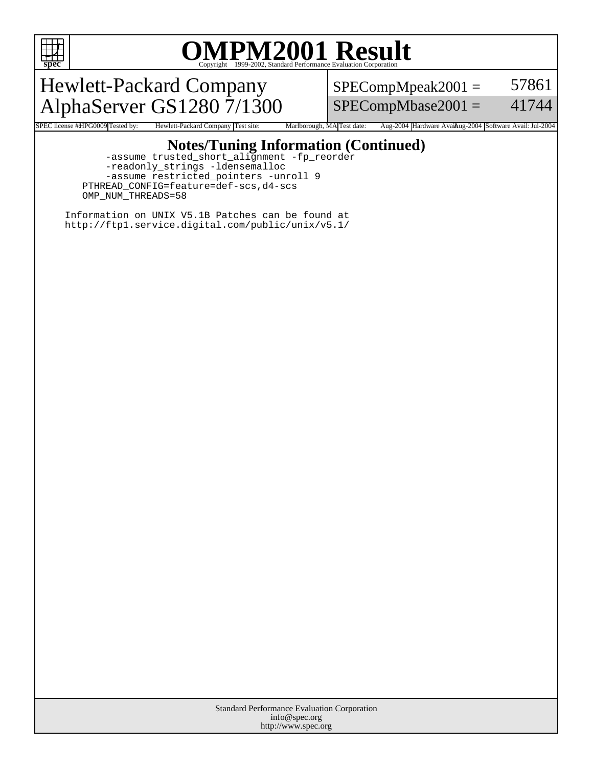# OMPM2001 Result

Copyright 1999-2002, Standard Performance Evaluation Corporation

## Hewlett-Packard Company
## AlphaServer GS1280 7/1300

SPECompMpeak2001 = 57861

SPECompMbase2001 = 41744

| SPEC license #: HPG0009 | Tested by: Hewlett-Packard Company | Test site: Marlborough, MA | Test date: Aug-2004 | Hardware Avail: Aug-2004 | Software Avail: Jul-2004 |
|---|---|---|---|---|---|

### Notes/Tuning Information (Continued)

```
        -assume trusted_short_alignment -fp_reorder
        -readonly_strings -ldensemalloc
        -assume restricted_pointers -unroll 9
    PTHREAD_CONFIG=feature=def-scs,d4-scs
    OMP_NUM_THREADS=58

 Information on UNIX V5.1B Patches can be found at
 http://ftp1.service.digital.com/public/unix/v5.1/
```

Standard Performance Evaluation Corporation
info@spec.org
http://www.spec.org